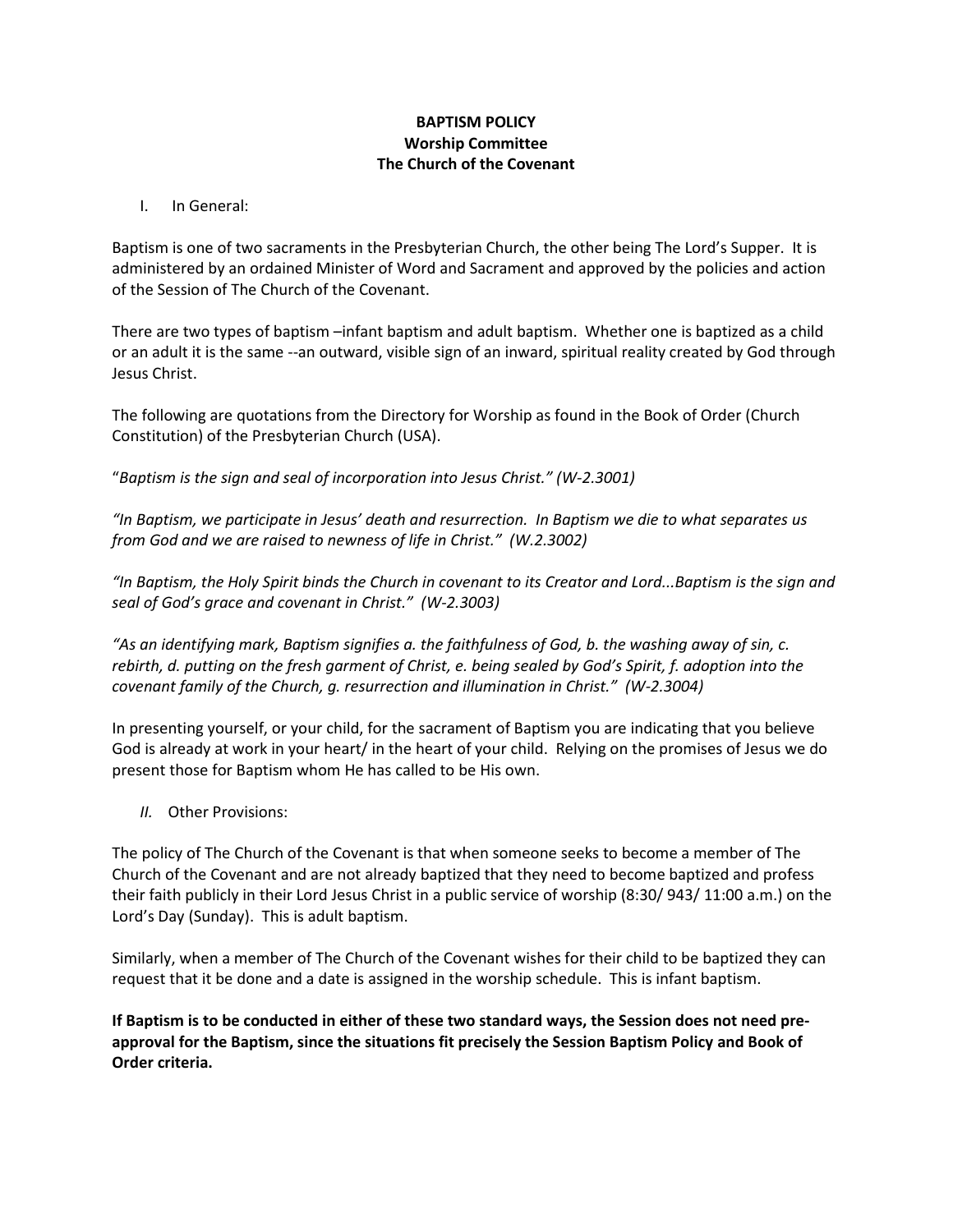**BAPTISM POLICY**
**Worship Committee**
**The Church of the Covenant**

I. In General:

Baptism is one of two sacraments in the Presbyterian Church, the other being The Lord's Supper. It is administered by an ordained Minister of Word and Sacrament and approved by the policies and action of the Session of The Church of the Covenant.

There are two types of baptism –infant baptism and adult baptism. Whether one is baptized as a child or an adult it is the same --an outward, visible sign of an inward, spiritual reality created by God through Jesus Christ.

The following are quotations from the Directory for Worship as found in the Book of Order (Church Constitution) of the Presbyterian Church (USA).

"*Baptism is the sign and seal of incorporation into Jesus Christ." (W-2.3001)*

*"In Baptism, we participate in Jesus' death and resurrection. In Baptism we die to what separates us from God and we are raised to newness of life in Christ." (W.2.3002)*

*"In Baptism, the Holy Spirit binds the Church in covenant to its Creator and Lord...Baptism is the sign and seal of God's grace and covenant in Christ." (W-2.3003)*

*"As an identifying mark, Baptism signifies a. the faithfulness of God, b. the washing away of sin, c. rebirth, d. putting on the fresh garment of Christ, e. being sealed by God's Spirit, f. adoption into the covenant family of the Church, g. resurrection and illumination in Christ." (W-2.3004)*

In presenting yourself, or your child, for the sacrament of Baptism you are indicating that you believe God is already at work in your heart/ in the heart of your child. Relying on the promises of Jesus we do present those for Baptism whom He has called to be His own.

*II.* Other Provisions:

The policy of The Church of the Covenant is that when someone seeks to become a member of The Church of the Covenant and are not already baptized that they need to become baptized and profess their faith publicly in their Lord Jesus Christ in a public service of worship (8:30/ 943/ 11:00 a.m.) on the Lord's Day (Sunday). This is adult baptism.

Similarly, when a member of The Church of the Covenant wishes for their child to be baptized they can request that it be done and a date is assigned in the worship schedule. This is infant baptism.

**If Baptism is to be conducted in either of these two standard ways, the Session does not need pre-approval for the Baptism, since the situations fit precisely the Session Baptism Policy and Book of Order criteria.**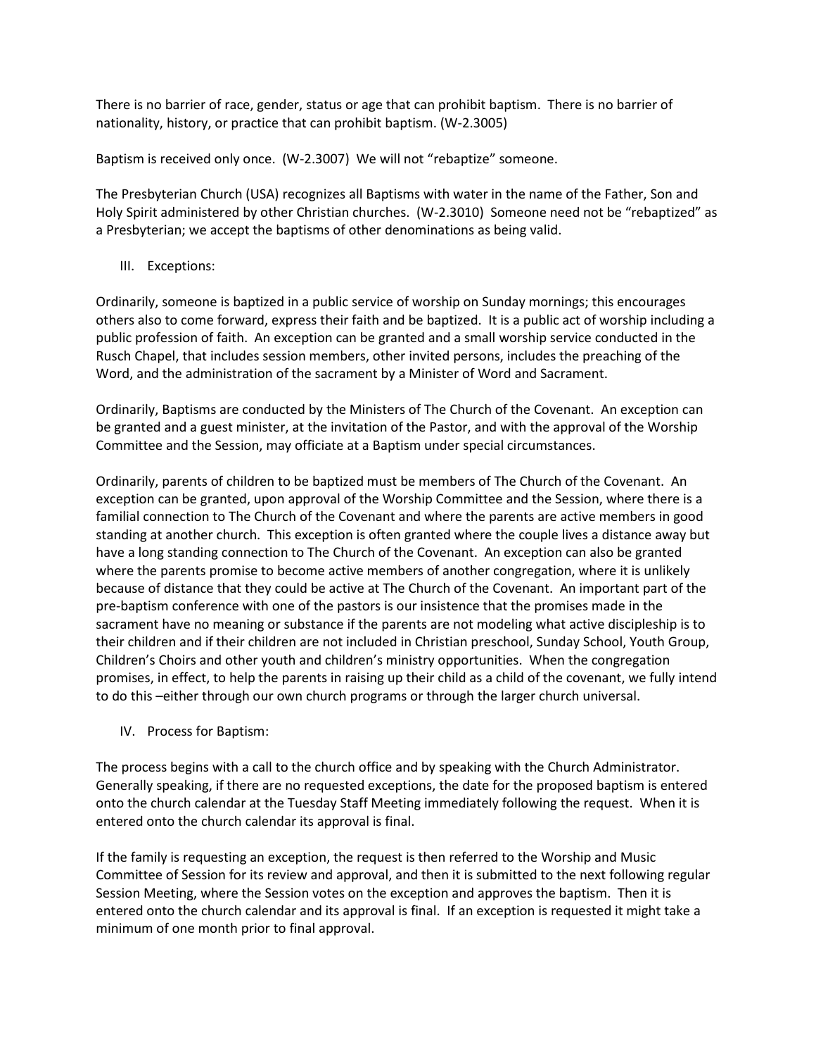There is no barrier of race, gender, status or age that can prohibit baptism. There is no barrier of nationality, history, or practice that can prohibit baptism. (W-2.3005)

Baptism is received only once. (W-2.3007) We will not "rebaptize" someone.

The Presbyterian Church (USA) recognizes all Baptisms with water in the name of the Father, Son and Holy Spirit administered by other Christian churches. (W-2.3010) Someone need not be "rebaptized" as a Presbyterian; we accept the baptisms of other denominations as being valid.

## III. Exceptions:

Ordinarily, someone is baptized in a public service of worship on Sunday mornings; this encourages others also to come forward, express their faith and be baptized. It is a public act of worship including a public profession of faith. An exception can be granted and a small worship service conducted in the Rusch Chapel, that includes session members, other invited persons, includes the preaching of the Word, and the administration of the sacrament by a Minister of Word and Sacrament.

Ordinarily, Baptisms are conducted by the Ministers of The Church of the Covenant. An exception can be granted and a guest minister, at the invitation of the Pastor, and with the approval of the Worship Committee and the Session, may officiate at a Baptism under special circumstances.

Ordinarily, parents of children to be baptized must be members of The Church of the Covenant. An exception can be granted, upon approval of the Worship Committee and the Session, where there is a familial connection to The Church of the Covenant and where the parents are active members in good standing at another church. This exception is often granted where the couple lives a distance away but have a long standing connection to The Church of the Covenant. An exception can also be granted where the parents promise to become active members of another congregation, where it is unlikely because of distance that they could be active at The Church of the Covenant. An important part of the pre-baptism conference with one of the pastors is our insistence that the promises made in the sacrament have no meaning or substance if the parents are not modeling what active discipleship is to their children and if their children are not included in Christian preschool, Sunday School, Youth Group, Children's Choirs and other youth and children's ministry opportunities. When the congregation promises, in effect, to help the parents in raising up their child as a child of the covenant, we fully intend to do this –either through our own church programs or through the larger church universal.

## IV. Process for Baptism:

The process begins with a call to the church office and by speaking with the Church Administrator. Generally speaking, if there are no requested exceptions, the date for the proposed baptism is entered onto the church calendar at the Tuesday Staff Meeting immediately following the request. When it is entered onto the church calendar its approval is final.

If the family is requesting an exception, the request is then referred to the Worship and Music Committee of Session for its review and approval, and then it is submitted to the next following regular Session Meeting, where the Session votes on the exception and approves the baptism. Then it is entered onto the church calendar and its approval is final. If an exception is requested it might take a minimum of one month prior to final approval.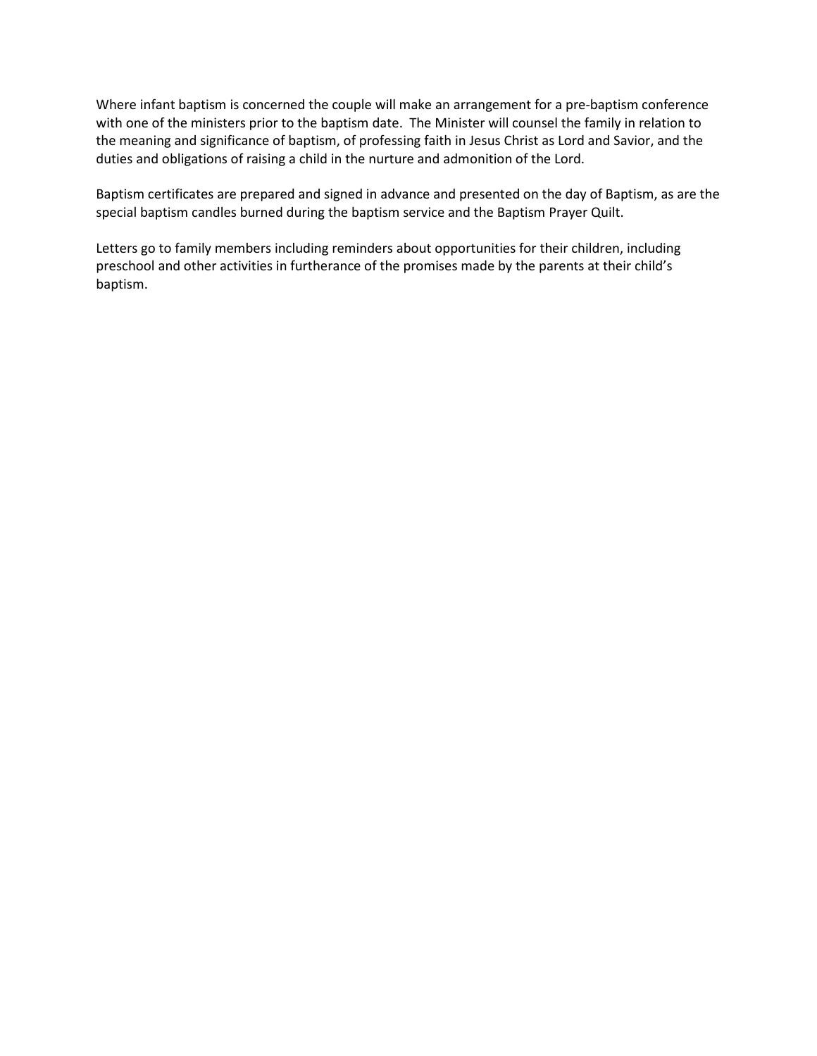Where infant baptism is concerned the couple will make an arrangement for a pre-baptism conference with one of the ministers prior to the baptism date.  The Minister will counsel the family in relation to the meaning and significance of baptism, of professing faith in Jesus Christ as Lord and Savior, and the duties and obligations of raising a child in the nurture and admonition of the Lord.

Baptism certificates are prepared and signed in advance and presented on the day of Baptism, as are the special baptism candles burned during the baptism service and the Baptism Prayer Quilt.

Letters go to family members including reminders about opportunities for their children, including preschool and other activities in furtherance of the promises made by the parents at their child's baptism.